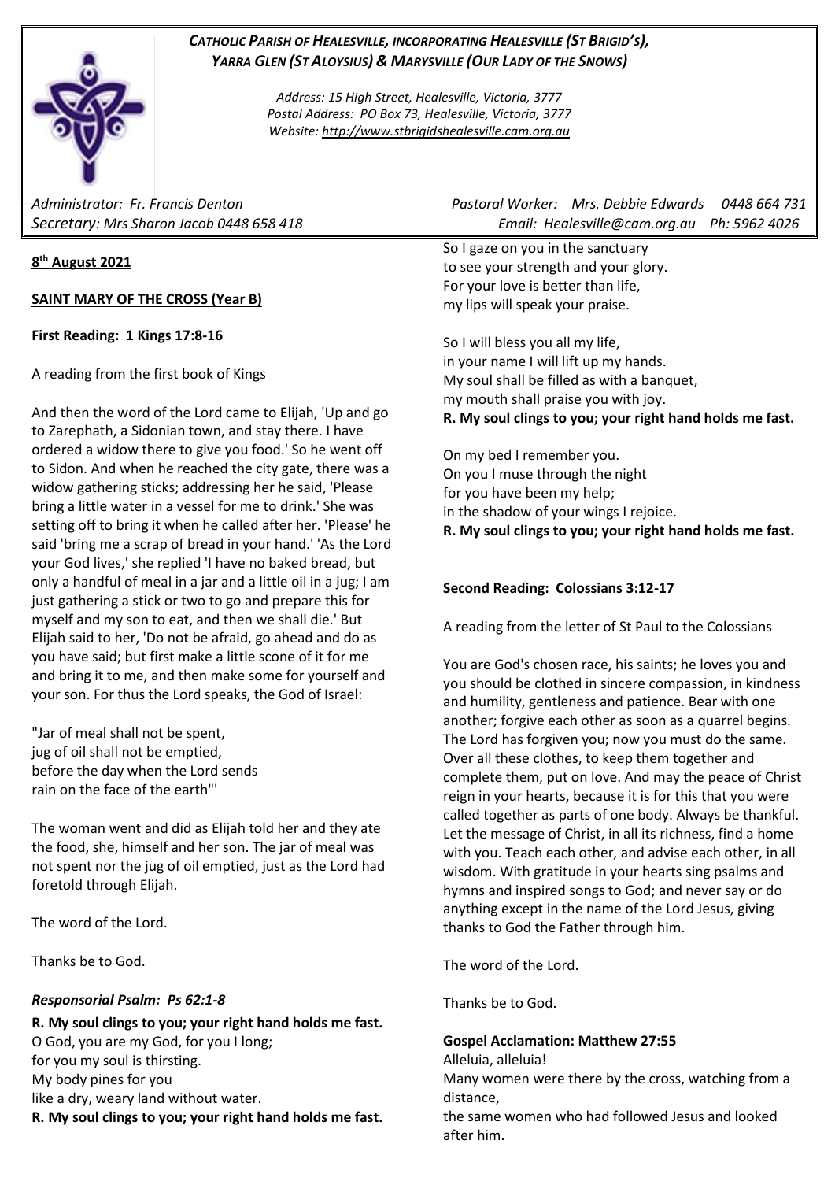***CATHOLIC PARISH OF HEALESVILLE, INCORPORATING HEALESVILLE (ST BRIGID'S), YARRA GLEN (ST ALOYSIUS) & MARYSVILLE (OUR LADY OF THE SNOWS)***

*Address: 15 High Street, Healesville, Victoria, 3777*
*Postal Address: PO Box 73, Healesville, Victoria, 3777*
*Website: http://www.stbrigidshealesville.cam.org.au*

*Administrator: Fr. Francis Denton* | *Pastoral Worker: Mrs. Debbie Edwards 0448 664 731*
*Secretary: Mrs Sharon Jacob 0448 658 418* | *Email: Healesville@cam.org.au Ph: 5962 4026*

**8th August 2021**

**SAINT MARY OF THE CROSS (Year B)**

**First Reading: 1 Kings 17:8-16**

A reading from the first book of Kings

And then the word of the Lord came to Elijah, 'Up and go to Zarephath, a Sidonian town, and stay there. I have ordered a widow there to give you food.' So he went off to Sidon. And when he reached the city gate, there was a widow gathering sticks; addressing her he said, 'Please bring a little water in a vessel for me to drink.' She was setting off to bring it when he called after her. 'Please' he said 'bring me a scrap of bread in your hand.' 'As the Lord your God lives,' she replied 'I have no baked bread, but only a handful of meal in a jar and a little oil in a jug; I am just gathering a stick or two to go and prepare this for myself and my son to eat, and then we shall die.' But Elijah said to her, 'Do not be afraid, go ahead and do as you have said; but first make a little scone of it for me and bring it to me, and then make some for yourself and your son. For thus the Lord speaks, the God of Israel:

"Jar of meal shall not be spent,
jug of oil shall not be emptied,
before the day when the Lord sends
rain on the face of the earth"'

The woman went and did as Elijah told her and they ate the food, she, himself and her son. The jar of meal was not spent nor the jug of oil emptied, just as the Lord had foretold through Elijah.

The word of the Lord.

Thanks be to God.

***Responsorial Psalm: Ps 62:1-8***

**R. My soul clings to you; your right hand holds me fast.**
O God, you are my God, for you I long;
for you my soul is thirsting.
My body pines for you
like a dry, weary land without water.
**R. My soul clings to you; your right hand holds me fast.**

So I gaze on you in the sanctuary
to see your strength and your glory.
For your love is better than life,
my lips will speak your praise.

So I will bless you all my life,
in your name I will lift up my hands.
My soul shall be filled as with a banquet,
my mouth shall praise you with joy.
**R. My soul clings to you; your right hand holds me fast.**

On my bed I remember you.
On you I muse through the night
for you have been my help;
in the shadow of your wings I rejoice.
**R. My soul clings to you; your right hand holds me fast.**

**Second Reading: Colossians 3:12-17**

A reading from the letter of St Paul to the Colossians

You are God's chosen race, his saints; he loves you and you should be clothed in sincere compassion, in kindness and humility, gentleness and patience. Bear with one another; forgive each other as soon as a quarrel begins. The Lord has forgiven you; now you must do the same. Over all these clothes, to keep them together and complete them, put on love. And may the peace of Christ reign in your hearts, because it is for this that you were called together as parts of one body. Always be thankful. Let the message of Christ, in all its richness, find a home with you. Teach each other, and advise each other, in all wisdom. With gratitude in your hearts sing psalms and hymns and inspired songs to God; and never say or do anything except in the name of the Lord Jesus, giving thanks to God the Father through him.

The word of the Lord.

Thanks be to God.

**Gospel Acclamation: Matthew 27:55**
Alleluia, alleluia!
Many women were there by the cross, watching from a distance,
the same women who had followed Jesus and looked after him.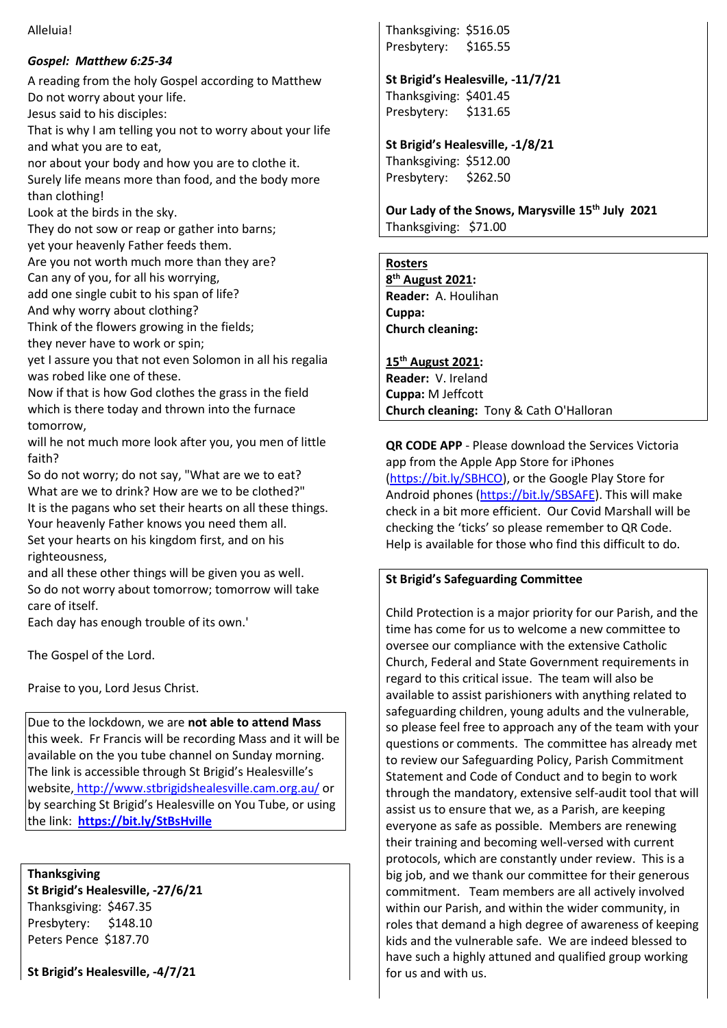Alleluia!

***Gospel: Matthew 6:25-34***

A reading from the holy Gospel according to Matthew
Do not worry about your life.
Jesus said to his disciples:
That is why I am telling you not to worry about your life and what you are to eat,
nor about your body and how you are to clothe it.
Surely life means more than food, and the body more than clothing!
Look at the birds in the sky.
They do not sow or reap or gather into barns;
yet your heavenly Father feeds them.
Are you not worth much more than they are?
Can any of you, for all his worrying,
add one single cubit to his span of life?
And why worry about clothing?
Think of the flowers growing in the fields;
they never have to work or spin;
yet I assure you that not even Solomon in all his regalia was robed like one of these.
Now if that is how God clothes the grass in the field which is there today and thrown into the furnace tomorrow,
will he not much more look after you, you men of little faith?
So do not worry; do not say, "What are we to eat? What are we to drink? How are we to be clothed?"
It is the pagans who set their hearts on all these things.
Your heavenly Father knows you need them all.
Set your hearts on his kingdom first, and on his righteousness,
and all these other things will be given you as well.
So do not worry about tomorrow; tomorrow will take care of itself.
Each day has enough trouble of its own.'

The Gospel of the Lord.

Praise to you, Lord Jesus Christ.

Due to the lockdown, we are **not able to attend Mass** this week. Fr Francis will be recording Mass and it will be available on the you tube channel on Sunday morning. The link is accessible through St Brigid's Healesville's website, http://www.stbrigidshealesville.cam.org.au/ or by searching St Brigid's Healesville on You Tube, or using the link: **https://bit.ly/StBsHville**

**Thanksgiving**

**St Brigid's Healesville, -27/6/21**
Thanksgiving: $467.35
Presbytery: $148.10
Peters Pence $187.70

**St Brigid's Healesville, -4/7/21**
Thanksgiving: $516.05
Presbytery: $165.55

**St Brigid's Healesville, -11/7/21**
Thanksgiving: $401.45
Presbytery: $131.65

**St Brigid's Healesville, -1/8/21**
Thanksgiving: $512.00
Presbytery: $262.50

**Our Lady of the Snows, Marysville 15th July 2021**
Thanksgiving: $71.00

**Rosters**

**8th August 2021:**
**Reader:** A. Houlihan
**Cuppa:**
**Church cleaning:**

**15th August 2021:**
**Reader:** V. Ireland
**Cuppa:** M Jeffcott
**Church cleaning:** Tony & Cath O'Halloran

**QR CODE APP** - Please download the Services Victoria app from the Apple App Store for iPhones (https://bit.ly/SBHCO), or the Google Play Store for Android phones (https://bit.ly/SBSAFE). This will make check in a bit more efficient. Our Covid Marshall will be checking the 'ticks' so please remember to QR Code. Help is available for those who find this difficult to do.

**St Brigid's Safeguarding Committee**

Child Protection is a major priority for our Parish, and the time has come for us to welcome a new committee to oversee our compliance with the extensive Catholic Church, Federal and State Government requirements in regard to this critical issue. The team will also be available to assist parishioners with anything related to safeguarding children, young adults and the vulnerable, so please feel free to approach any of the team with your questions or comments. The committee has already met to review our Safeguarding Policy, Parish Commitment Statement and Code of Conduct and to begin to work through the mandatory, extensive self-audit tool that will assist us to ensure that we, as a Parish, are keeping everyone as safe as possible. Members are renewing their training and becoming well-versed with current protocols, which are constantly under review. This is a big job, and we thank our committee for their generous commitment. Team members are all actively involved within our Parish, and within the wider community, in roles that demand a high degree of awareness of keeping kids and the vulnerable safe. We are indeed blessed to have such a highly attuned and qualified group working for us and with us.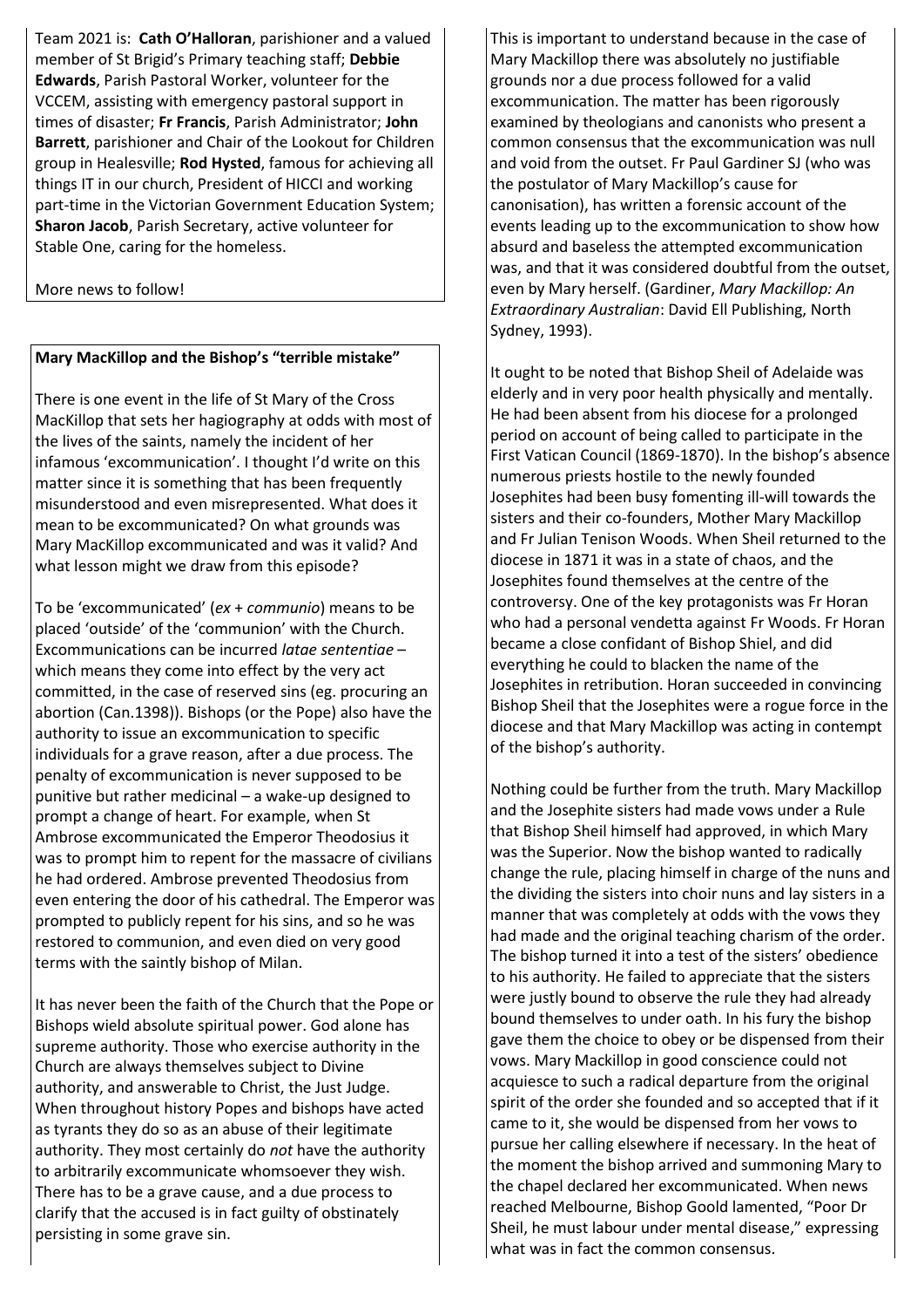Team 2021 is: **Cath O'Halloran**, parishioner and a valued member of St Brigid's Primary teaching staff; **Debbie Edwards**, Parish Pastoral Worker, volunteer for the VCCEM, assisting with emergency pastoral support in times of disaster; **Fr Francis**, Parish Administrator; **John Barrett**, parishioner and Chair of the Lookout for Children group in Healesville; **Rod Hysted**, famous for achieving all things IT in our church, President of HICCI and working part-time in the Victorian Government Education System; **Sharon Jacob**, Parish Secretary, active volunteer for Stable One, caring for the homeless.

More news to follow!

**Mary MacKillop and the Bishop's "terrible mistake"**

There is one event in the life of St Mary of the Cross MacKillop that sets her hagiography at odds with most of the lives of the saints, namely the incident of her infamous 'excommunication'. I thought I'd write on this matter since it is something that has been frequently misunderstood and even misrepresented. What does it mean to be excommunicated? On what grounds was Mary MacKillop excommunicated and was it valid? And what lesson might we draw from this episode?

To be 'excommunicated' (*ex* + *communio*) means to be placed 'outside' of the 'communion' with the Church. Excommunications can be incurred *latae sententiae* – which means they come into effect by the very act committed, in the case of reserved sins (eg. procuring an abortion (Can.1398)). Bishops (or the Pope) also have the authority to issue an excommunication to specific individuals for a grave reason, after a due process. The penalty of excommunication is never supposed to be punitive but rather medicinal – a wake-up designed to prompt a change of heart. For example, when St Ambrose excommunicated the Emperor Theodosius it was to prompt him to repent for the massacre of civilians he had ordered. Ambrose prevented Theodosius from even entering the door of his cathedral. The Emperor was prompted to publicly repent for his sins, and so he was restored to communion, and even died on very good terms with the saintly bishop of Milan.

It has never been the faith of the Church that the Pope or Bishops wield absolute spiritual power. God alone has supreme authority. Those who exercise authority in the Church are always themselves subject to Divine authority, and answerable to Christ, the Just Judge. When throughout history Popes and bishops have acted as tyrants they do so as an abuse of their legitimate authority. They most certainly do *not* have the authority to arbitrarily excommunicate whomsoever they wish. There has to be a grave cause, and a due process to clarify that the accused is in fact guilty of obstinately persisting in some grave sin.

This is important to understand because in the case of Mary Mackillop there was absolutely no justifiable grounds nor a due process followed for a valid excommunication. The matter has been rigorously examined by theologians and canonists who present a common consensus that the excommunication was null and void from the outset. Fr Paul Gardiner SJ (who was the postulator of Mary Mackillop's cause for canonisation), has written a forensic account of the events leading up to the excommunication to show how absurd and baseless the attempted excommunication was, and that it was considered doubtful from the outset, even by Mary herself. (Gardiner, *Mary Mackillop: An Extraordinary Australian*: David Ell Publishing, North Sydney, 1993).

It ought to be noted that Bishop Sheil of Adelaide was elderly and in very poor health physically and mentally. He had been absent from his diocese for a prolonged period on account of being called to participate in the First Vatican Council (1869-1870). In the bishop's absence numerous priests hostile to the newly founded Josephites had been busy fomenting ill-will towards the sisters and their co-founders, Mother Mary Mackillop and Fr Julian Tenison Woods. When Sheil returned to the diocese in 1871 it was in a state of chaos, and the Josephites found themselves at the centre of the controversy. One of the key protagonists was Fr Horan who had a personal vendetta against Fr Woods. Fr Horan became a close confidant of Bishop Shiel, and did everything he could to blacken the name of the Josephites in retribution. Horan succeeded in convincing Bishop Sheil that the Josephites were a rogue force in the diocese and that Mary Mackillop was acting in contempt of the bishop's authority.

Nothing could be further from the truth. Mary Mackillop and the Josephite sisters had made vows under a Rule that Bishop Sheil himself had approved, in which Mary was the Superior. Now the bishop wanted to radically change the rule, placing himself in charge of the nuns and the dividing the sisters into choir nuns and lay sisters in a manner that was completely at odds with the vows they had made and the original teaching charism of the order. The bishop turned it into a test of the sisters' obedience to his authority. He failed to appreciate that the sisters were justly bound to observe the rule they had already bound themselves to under oath. In his fury the bishop gave them the choice to obey or be dispensed from their vows. Mary Mackillop in good conscience could not acquiesce to such a radical departure from the original spirit of the order she founded and so accepted that if it came to it, she would be dispensed from her vows to pursue her calling elsewhere if necessary. In the heat of the moment the bishop arrived and summoning Mary to the chapel declared her excommunicated. When news reached Melbourne, Bishop Goold lamented, "Poor Dr Sheil, he must labour under mental disease," expressing what was in fact the common consensus.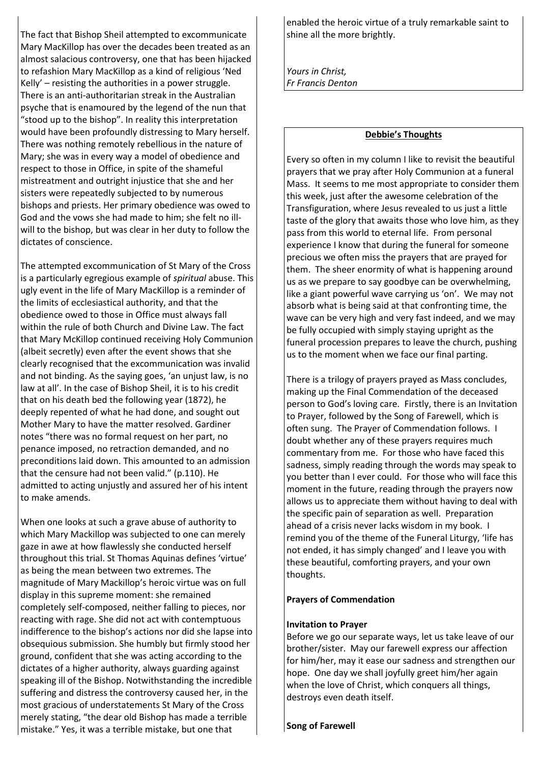The fact that Bishop Sheil attempted to excommunicate Mary MacKillop has over the decades been treated as an almost salacious controversy, one that has been hijacked to refashion Mary MacKillop as a kind of religious 'Ned Kelly' – resisting the authorities in a power struggle. There is an anti-authoritarian streak in the Australian psyche that is enamoured by the legend of the nun that "stood up to the bishop". In reality this interpretation would have been profoundly distressing to Mary herself. There was nothing remotely rebellious in the nature of Mary; she was in every way a model of obedience and respect to those in Office, in spite of the shameful mistreatment and outright injustice that she and her sisters were repeatedly subjected to by numerous bishops and priests. Her primary obedience was owed to God and the vows she had made to him; she felt no ill-will to the bishop, but was clear in her duty to follow the dictates of conscience.

The attempted excommunication of St Mary of the Cross is a particularly egregious example of *spiritual* abuse. This ugly event in the life of Mary MacKillop is a reminder of the limits of ecclesiastical authority, and that the obedience owed to those in Office must always fall within the rule of both Church and Divine Law. The fact that Mary McKillop continued receiving Holy Communion (albeit secretly) even after the event shows that she clearly recognised that the excommunication was invalid and not binding. As the saying goes, 'an unjust law, is no law at all'. In the case of Bishop Sheil, it is to his credit that on his death bed the following year (1872), he deeply repented of what he had done, and sought out Mother Mary to have the matter resolved. Gardiner notes "there was no formal request on her part, no penance imposed, no retraction demanded, and no preconditions laid down. This amounted to an admission that the censure had not been valid." (p.110). He admitted to acting unjustly and assured her of his intent to make amends.

When one looks at such a grave abuse of authority to which Mary Mackillop was subjected to one can merely gaze in awe at how flawlessly she conducted herself throughout this trial. St Thomas Aquinas defines 'virtue' as being the mean between two extremes. The magnitude of Mary Mackillop's heroic virtue was on full display in this supreme moment: she remained completely self-composed, neither falling to pieces, nor reacting with rage. She did not act with contemptuous indifference to the bishop's actions nor did she lapse into obsequious submission. She humbly but firmly stood her ground, confident that she was acting according to the dictates of a higher authority, always guarding against speaking ill of the Bishop. Notwithstanding the incredible suffering and distress the controversy caused her, in the most gracious of understatements St Mary of the Cross merely stating, "the dear old Bishop has made a terrible mistake." Yes, it was a terrible mistake, but one that enabled the heroic virtue of a truly remarkable saint to shine all the more brightly.

*Yours in Christ,*
*Fr Francis Denton*

## Debbie's Thoughts

Every so often in my column I like to revisit the beautiful prayers that we pray after Holy Communion at a funeral Mass. It seems to me most appropriate to consider them this week, just after the awesome celebration of the Transfiguration, where Jesus revealed to us just a little taste of the glory that awaits those who love him, as they pass from this world to eternal life. From personal experience I know that during the funeral for someone precious we often miss the prayers that are prayed for them. The sheer enormity of what is happening around us as we prepare to say goodbye can be overwhelming, like a giant powerful wave carrying us 'on'. We may not absorb what is being said at that confronting time, the wave can be very high and very fast indeed, and we may be fully occupied with simply staying upright as the funeral procession prepares to leave the church, pushing us to the moment when we face our final parting.

There is a trilogy of prayers prayed as Mass concludes, making up the Final Commendation of the deceased person to God's loving care. Firstly, there is an Invitation to Prayer, followed by the Song of Farewell, which is often sung. The Prayer of Commendation follows. I doubt whether any of these prayers requires much commentary from me. For those who have faced this sadness, simply reading through the words may speak to you better than I ever could. For those who will face this moment in the future, reading through the prayers now allows us to appreciate them without having to deal with the specific pain of separation as well. Preparation ahead of a crisis never lacks wisdom in my book. I remind you of the theme of the Funeral Liturgy, 'life has not ended, it has simply changed' and I leave you with these beautiful, comforting prayers, and your own thoughts.

**Prayers of Commendation**

**Invitation to Prayer**
Before we go our separate ways, let us take leave of our brother/sister. May our farewell express our affection for him/her, may it ease our sadness and strengthen our hope. One day we shall joyfully greet him/her again when the love of Christ, which conquers all things, destroys even death itself.

**Song of Farewell**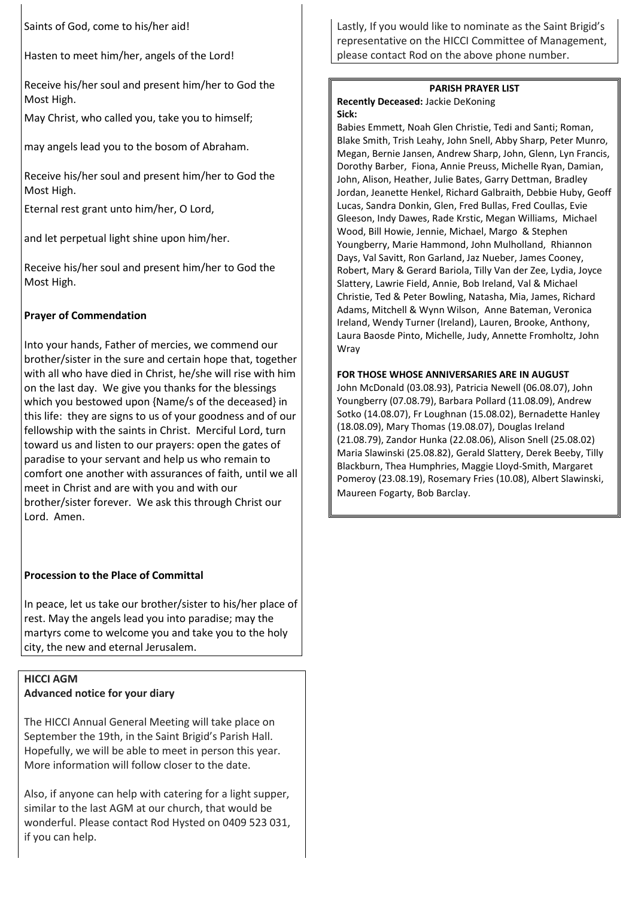Saints of God, come to his/her aid!

Hasten to meet him/her, angels of the Lord!

Receive his/her soul and present him/her to God the Most High.

May Christ, who called you, take you to himself;

may angels lead you to the bosom of Abraham.

Receive his/her soul and present him/her to God the Most High.

Eternal rest grant unto him/her, O Lord,

and let perpetual light shine upon him/her.

Receive his/her soul and present him/her to God the Most High.

**Prayer of Commendation**

Into your hands, Father of mercies, we commend our brother/sister in the sure and certain hope that, together with all who have died in Christ, he/she will rise with him on the last day. We give you thanks for the blessings which you bestowed upon {Name/s of the deceased} in this life: they are signs to us of your goodness and of our fellowship with the saints in Christ. Merciful Lord, turn toward us and listen to our prayers: open the gates of paradise to your servant and help us who remain to comfort one another with assurances of faith, until we all meet in Christ and are with you and with our brother/sister forever. We ask this through Christ our Lord. Amen.

**Procession to the Place of Committal**

In peace, let us take our brother/sister to his/her place of rest. May the angels lead you into paradise; may the martyrs come to welcome you and take you to the holy city, the new and eternal Jerusalem.

**HICCI AGM**
**Advanced notice for your diary**

The HICCI Annual General Meeting will take place on September the 19th, in the Saint Brigid's Parish Hall. Hopefully, we will be able to meet in person this year. More information will follow closer to the date.

Also, if anyone can help with catering for a light supper, similar to the last AGM at our church, that would be wonderful. Please contact Rod Hysted on 0409 523 031, if you can help.

Lastly, If you would like to nominate as the Saint Brigid's representative on the HICCI Committee of Management, please contact Rod on the above phone number.

**PARISH PRAYER LIST**

**Recently Deceased:** Jackie DeKoning

**Sick:**

Babies Emmett, Noah Glen Christie, Tedi and Santi; Roman, Blake Smith, Trish Leahy, John Snell, Abby Sharp, Peter Munro, Megan, Bernie Jansen, Andrew Sharp, John, Glenn, Lyn Francis, Dorothy Barber, Fiona, Annie Preuss, Michelle Ryan, Damian, John, Alison, Heather, Julie Bates, Garry Dettman, Bradley Jordan, Jeanette Henkel, Richard Galbraith, Debbie Huby, Geoff Lucas, Sandra Donkin, Glen, Fred Bullas, Fred Coullas, Evie Gleeson, Indy Dawes, Rade Krstic, Megan Williams, Michael Wood, Bill Howie, Jennie, Michael, Margo & Stephen Youngberry, Marie Hammond, John Mulholland, Rhiannon Days, Val Savitt, Ron Garland, Jaz Nueber, James Cooney, Robert, Mary & Gerard Bariola, Tilly Van der Zee, Lydia, Joyce Slattery, Lawrie Field, Annie, Bob Ireland, Val & Michael Christie, Ted & Peter Bowling, Natasha, Mia, James, Richard Adams, Mitchell & Wynn Wilson, Anne Bateman, Veronica Ireland, Wendy Turner (Ireland), Lauren, Brooke, Anthony, Laura Baosde Pinto, Michelle, Judy, Annette Fromholtz, John Wray

**FOR THOSE WHOSE ANNIVERSARIES ARE IN AUGUST**

John McDonald (03.08.93), Patricia Newell (06.08.07), John Youngberry (07.08.79), Barbara Pollard (11.08.09), Andrew Sotko (14.08.07), Fr Loughnan (15.08.02), Bernadette Hanley (18.08.09), Mary Thomas (19.08.07), Douglas Ireland (21.08.79), Zandor Hunka (22.08.06), Alison Snell (25.08.02) Maria Slawinski (25.08.82), Gerald Slattery, Derek Beeby, Tilly Blackburn, Thea Humphries, Maggie Lloyd-Smith, Margaret Pomeroy (23.08.19), Rosemary Fries (10.08), Albert Slawinski, Maureen Fogarty, Bob Barclay.